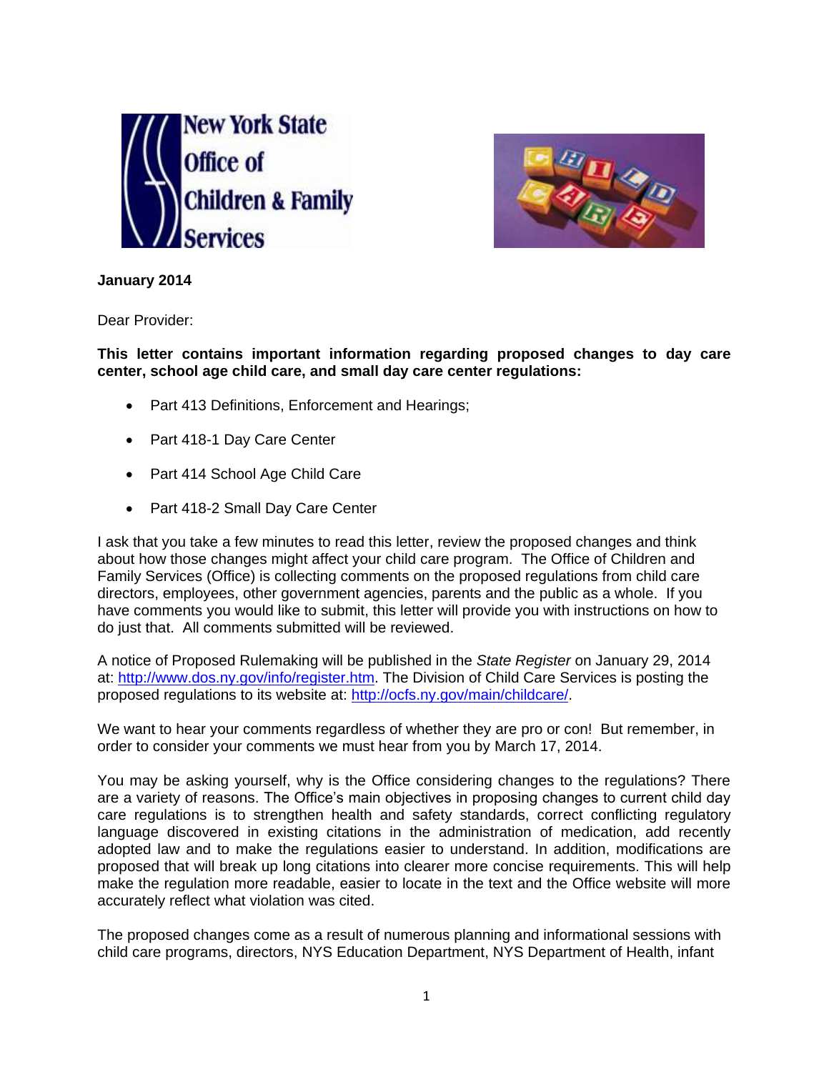New York State Office of Children & Family Services

**January 2014**

Dear Provider:

**This letter contains important information regarding proposed changes to day care center, school age child care, and small day care center regulations:**

- Part 413 Definitions, Enforcement and Hearings;
- Part 418-1 Day Care Center
- Part 414 School Age Child Care
- Part 418-2 Small Day Care Center

I ask that you take a few minutes to read this letter, review the proposed changes and think about how those changes might affect your child care program. The Office of Children and Family Services (Office) is collecting comments on the proposed regulations from child care directors, employees, other government agencies, parents and the public as a whole. If you have comments you would like to submit, this letter will provide you with instructions on how to do just that. All comments submitted will be reviewed.

A notice of Proposed Rulemaking will be published in the *State Register* on January 29, 2014 at: http://www.dos.ny.gov/info/register.htm. The Division of Child Care Services is posting the proposed regulations to its website at: http://ocfs.ny.gov/main/childcare/.

We want to hear your comments regardless of whether they are pro or con! But remember, in order to consider your comments we must hear from you by March 17, 2014.

You may be asking yourself, why is the Office considering changes to the regulations? There are a variety of reasons. The Office's main objectives in proposing changes to current child day care regulations is to strengthen health and safety standards, correct conflicting regulatory language discovered in existing citations in the administration of medication, add recently adopted law and to make the regulations easier to understand. In addition, modifications are proposed that will break up long citations into clearer more concise requirements. This will help make the regulation more readable, easier to locate in the text and the Office website will more accurately reflect what violation was cited.

The proposed changes come as a result of numerous planning and informational sessions with child care programs, directors, NYS Education Department, NYS Department of Health, infant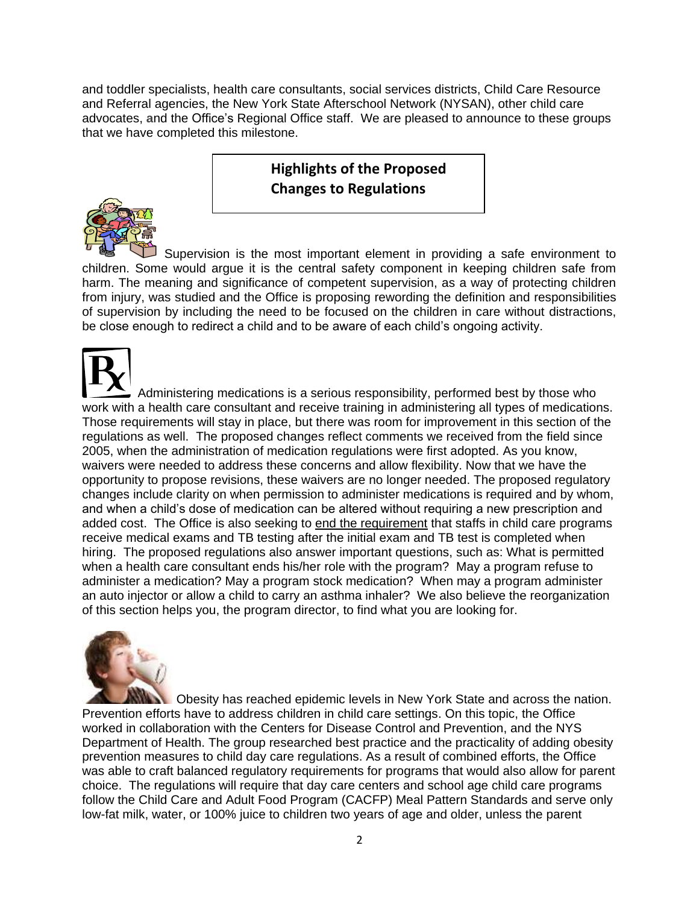and toddler specialists, health care consultants, social services districts, Child Care Resource and Referral agencies, the New York State Afterschool Network (NYSAN), other child care advocates, and the Office's Regional Office staff. We are pleased to announce to these groups that we have completed this milestone.

## Highlights of the Proposed Changes to Regulations

Supervision is the most important element in providing a safe environment to children. Some would argue it is the central safety component in keeping children safe from harm. The meaning and significance of competent supervision, as a way of protecting children from injury, was studied and the Office is proposing rewording the definition and responsibilities of supervision by including the need to be focused on the children in care without distractions, be close enough to redirect a child and to be aware of each child's ongoing activity.

Administering medications is a serious responsibility, performed best by those who work with a health care consultant and receive training in administering all types of medications. Those requirements will stay in place, but there was room for improvement in this section of the regulations as well. The proposed changes reflect comments we received from the field since 2005, when the administration of medication regulations were first adopted. As you know, waivers were needed to address these concerns and allow flexibility. Now that we have the opportunity to propose revisions, these waivers are no longer needed. The proposed regulatory changes include clarity on when permission to administer medications is required and by whom, and when a child's dose of medication can be altered without requiring a new prescription and added cost. The Office is also seeking to end the requirement that staffs in child care programs receive medical exams and TB testing after the initial exam and TB test is completed when hiring. The proposed regulations also answer important questions, such as: What is permitted when a health care consultant ends his/her role with the program? May a program refuse to administer a medication? May a program stock medication? When may a program administer an auto injector or allow a child to carry an asthma inhaler? We also believe the reorganization of this section helps you, the program director, to find what you are looking for.

Obesity has reached epidemic levels in New York State and across the nation. Prevention efforts have to address children in child care settings. On this topic, the Office worked in collaboration with the Centers for Disease Control and Prevention, and the NYS Department of Health. The group researched best practice and the practicality of adding obesity prevention measures to child day care regulations. As a result of combined efforts, the Office was able to craft balanced regulatory requirements for programs that would also allow for parent choice. The regulations will require that day care centers and school age child care programs follow the Child Care and Adult Food Program (CACFP) Meal Pattern Standards and serve only low-fat milk, water, or 100% juice to children two years of age and older, unless the parent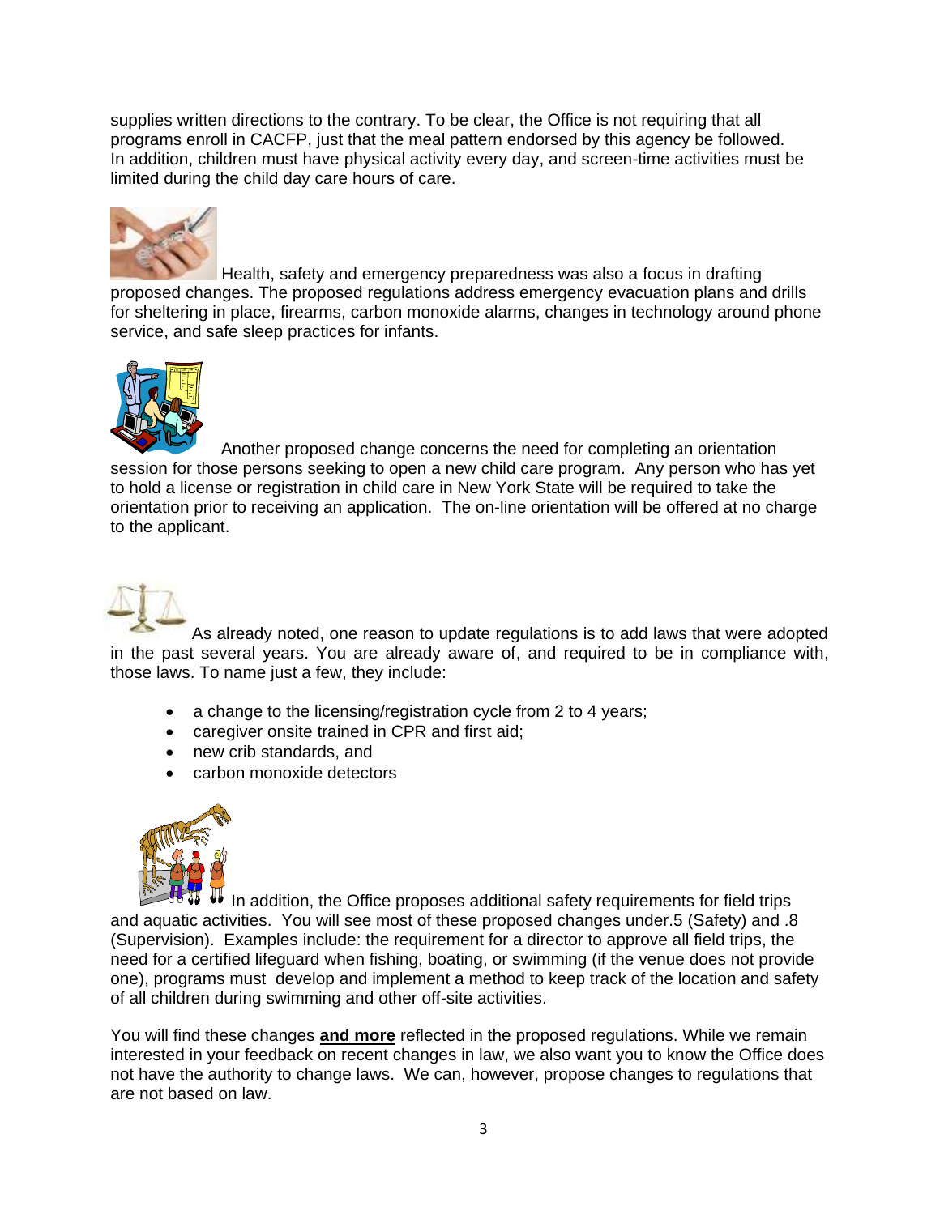supplies written directions to the contrary. To be clear, the Office is not requiring that all programs enroll in CACFP, just that the meal pattern endorsed by this agency be followed. In addition, children must have physical activity every day, and screen-time activities must be limited during the child day care hours of care.

Health, safety and emergency preparedness was also a focus in drafting proposed changes. The proposed regulations address emergency evacuation plans and drills for sheltering in place, firearms, carbon monoxide alarms, changes in technology around phone service, and safe sleep practices for infants.

Another proposed change concerns the need for completing an orientation session for those persons seeking to open a new child care program. Any person who has yet to hold a license or registration in child care in New York State will be required to take the orientation prior to receiving an application. The on-line orientation will be offered at no charge to the applicant.

As already noted, one reason to update regulations is to add laws that were adopted in the past several years. You are already aware of, and required to be in compliance with, those laws. To name just a few, they include:

- a change to the licensing/registration cycle from 2 to 4 years;
- caregiver onsite trained in CPR and first aid;
- new crib standards, and
- carbon monoxide detectors

In addition, the Office proposes additional safety requirements for field trips and aquatic activities. You will see most of these proposed changes under.5 (Safety) and .8 (Supervision). Examples include: the requirement for a director to approve all field trips, the need for a certified lifeguard when fishing, boating, or swimming (if the venue does not provide one), programs must develop and implement a method to keep track of the location and safety of all children during swimming and other off-site activities.

You will find these changes **and more** reflected in the proposed regulations. While we remain interested in your feedback on recent changes in law, we also want you to know the Office does not have the authority to change laws. We can, however, propose changes to regulations that are not based on law.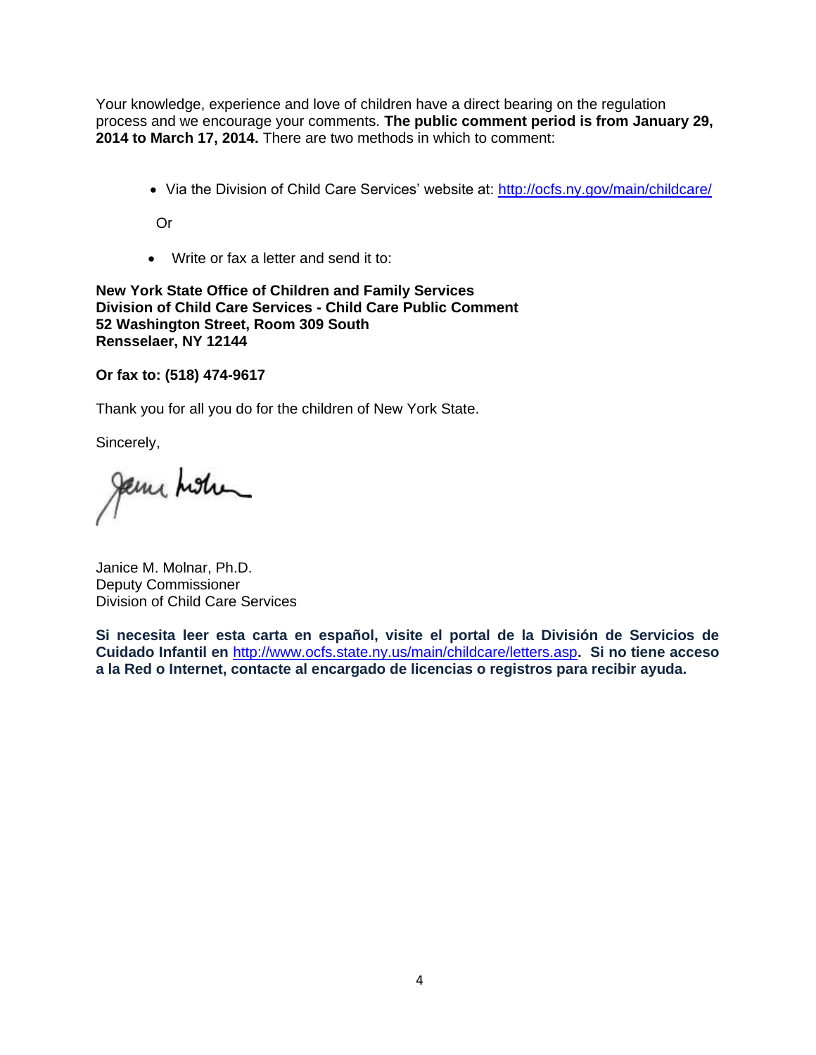Your knowledge, experience and love of children have a direct bearing on the regulation process and we encourage your comments. **The public comment period is from January 29, 2014 to March 17, 2014.** There are two methods in which to comment:

- Via the Division of Child Care Services' website at: http://ocfs.ny.gov/main/childcare/

Or

- Write or fax a letter and send it to:

**New York State Office of Children and Family Services**
**Division of Child Care Services - Child Care Public Comment**
**52 Washington Street, Room 309 South**
**Rensselaer, NY 12144**

**Or fax to: (518) 474-9617**

Thank you for all you do for the children of New York State.

Sincerely,

Janice M. Molnar, Ph.D.
Deputy Commissioner
Division of Child Care Services

**Si necesita leer esta carta en español, visite el portal de la División de Servicios de Cuidado Infantil en http://www.ocfs.state.ny.us/main/childcare/letters.asp. Si no tiene acceso a la Red o Internet, contacte al encargado de licencias o registros para recibir ayuda.**